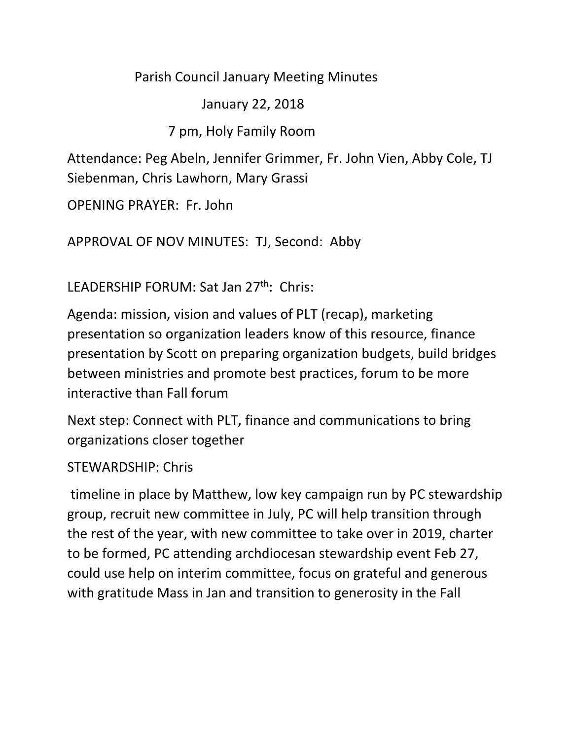# Parish Council January Meeting Minutes

January 22, 2018

7 pm, Holy Family Room

Attendance: Peg Abeln, Jennifer Grimmer, Fr. John Vien, Abby Cole, TJ Siebenman, Chris Lawhorn, Mary Grassi

OPENING PRAYER: Fr. John

APPROVAL OF NOV MINUTES: TJ, Second: Abby

LEADERSHIP FORUM: Sat Jan 27th: Chris:

Agenda: mission, vision and values of PLT (recap), marketing presentation so organization leaders know of this resource, finance presentation by Scott on preparing organization budgets, build bridges between ministries and promote best practices, forum to be more interactive than Fall forum

Next step: Connect with PLT, finance and communications to bring organizations closer together

STEWARDSHIP: Chris

timeline in place by Matthew, low key campaign run by PC stewardship group, recruit new committee in July, PC will help transition through the rest of the year, with new committee to take over in 2019, charter to be formed, PC attending archdiocesan stewardship event Feb 27, could use help on interim committee, focus on grateful and generous with gratitude Mass in Jan and transition to generosity in the Fall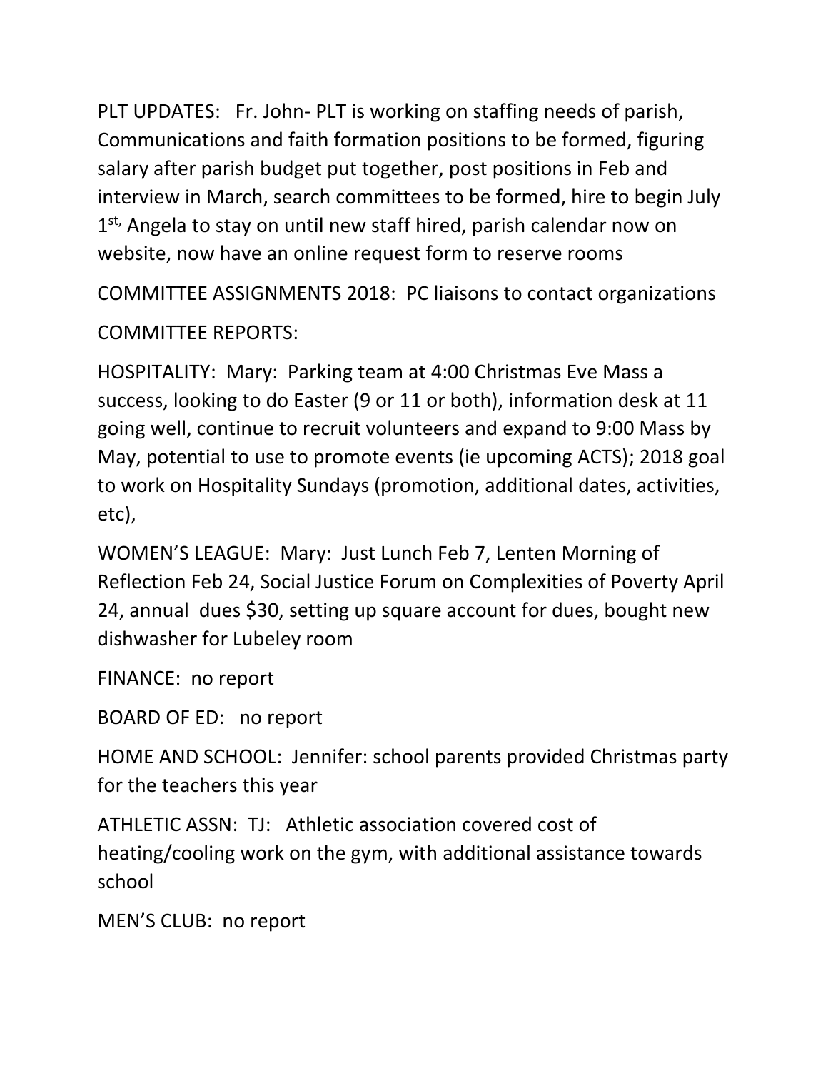PLT UPDATES: Fr. John- PLT is working on staffing needs of parish, Communications and faith formation positions to be formed, figuring salary after parish budget put together, post positions in Feb and interview in March, search committees to be formed, hire to begin July 1st, Angela to stay on until new staff hired, parish calendar now on website, now have an online request form to reserve rooms

COMMITTEE ASSIGNMENTS 2018: PC liaisons to contact organizations

COMMITTEE REPORTS:

HOSPITALITY: Mary: Parking team at 4:00 Christmas Eve Mass a success, looking to do Easter (9 or 11 or both), information desk at 11 going well, continue to recruit volunteers and expand to 9:00 Mass by May, potential to use to promote events (ie upcoming ACTS); 2018 goal to work on Hospitality Sundays (promotion, additional dates, activities, etc),

WOMEN'S LEAGUE: Mary: Just Lunch Feb 7, Lenten Morning of Reflection Feb 24, Social Justice Forum on Complexities of Poverty April 24, annual dues $30, setting up square account for dues, bought new dishwasher for Lubeley room

FINANCE: no report

BOARD OF ED: no report

HOME AND SCHOOL: Jennifer: school parents provided Christmas party for the teachers this year

ATHLETIC ASSN: TJ: Athletic association covered cost of heating/cooling work on the gym, with additional assistance towards school

MEN'S CLUB: no report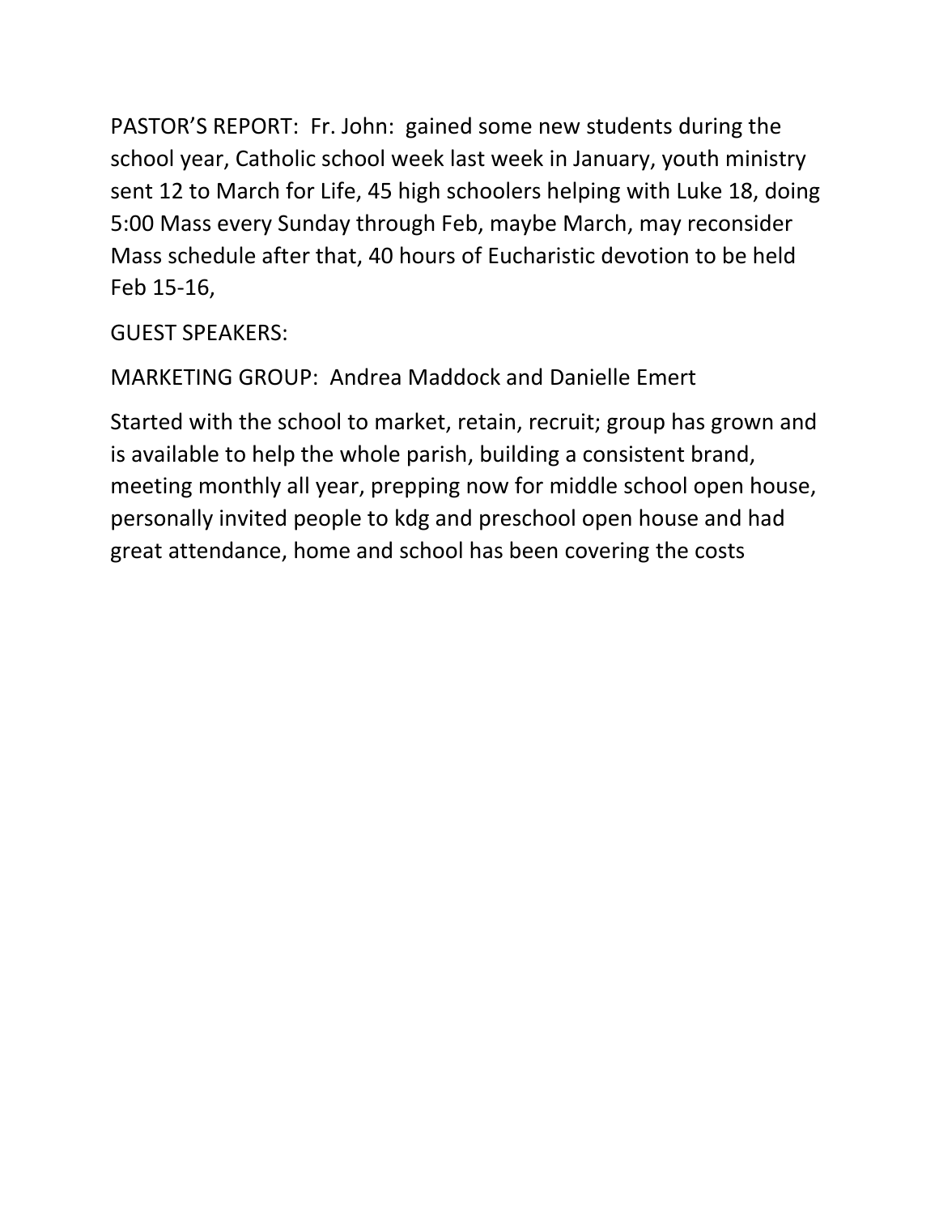PASTOR'S REPORT: Fr. John: gained some new students during the school year, Catholic school week last week in January, youth ministry sent 12 to March for Life, 45 high schoolers helping with Luke 18, doing 5:00 Mass every Sunday through Feb, maybe March, may reconsider Mass schedule after that, 40 hours of Eucharistic devotion to be held Feb 15-16,

GUEST SPEAKERS:

MARKETING GROUP: Andrea Maddock and Danielle Emert

Started with the school to market, retain, recruit; group has grown and is available to help the whole parish, building a consistent brand, meeting monthly all year, prepping now for middle school open house, personally invited people to kdg and preschool open house and had great attendance, home and school has been covering the costs